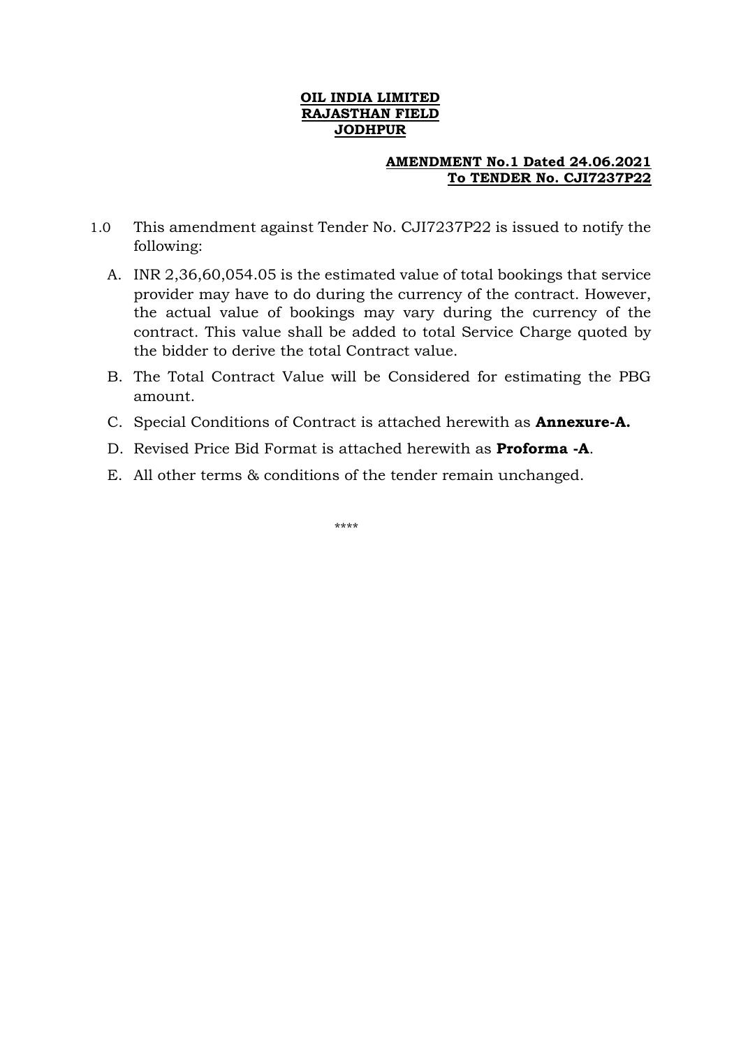**OIL INDIA LIMITED**
**RAJASTHAN FIELD**
**JODHPUR**

**AMENDMENT No.1 Dated 24.06.2021**
**To TENDER No. CJI7237P22**

1.0 This amendment against Tender No. CJI7237P22 is issued to notify the following:

A. INR 2,36,60,054.05 is the estimated value of total bookings that service provider may have to do during the currency of the contract. However, the actual value of bookings may vary during the currency of the contract. This value shall be added to total Service Charge quoted by the bidder to derive the total Contract value.

B. The Total Contract Value will be Considered for estimating the PBG amount.

C. Special Conditions of Contract is attached herewith as **Annexure-A.**

D. Revised Price Bid Format is attached herewith as **Proforma -A**.

E. All other terms & conditions of the tender remain unchanged.

****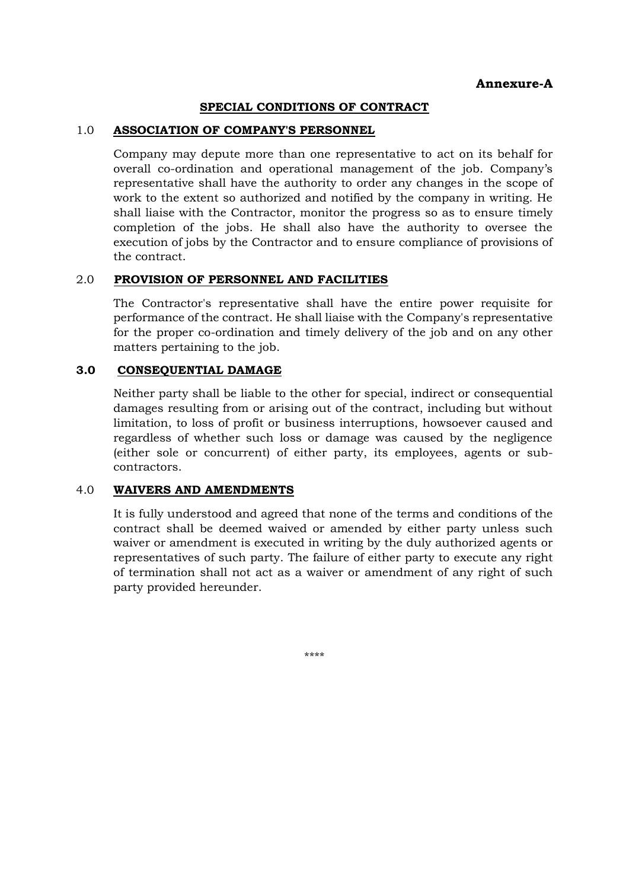**Annexure-A**

## SPECIAL CONDITIONS OF CONTRACT

### 1.0 ASSOCIATION OF COMPANY'S PERSONNEL

Company may depute more than one representative to act on its behalf for overall co-ordination and operational management of the job. Company's representative shall have the authority to order any changes in the scope of work to the extent so authorized and notified by the company in writing. He shall liaise with the Contractor, monitor the progress so as to ensure timely completion of the jobs. He shall also have the authority to oversee the execution of jobs by the Contractor and to ensure compliance of provisions of the contract.

### 2.0 PROVISION OF PERSONNEL AND FACILITIES

The Contractor's representative shall have the entire power requisite for performance of the contract. He shall liaise with the Company's representative for the proper co-ordination and timely delivery of the job and on any other matters pertaining to the job.

### 3.0 CONSEQUENTIAL DAMAGE

Neither party shall be liable to the other for special, indirect or consequential damages resulting from or arising out of the contract, including but without limitation, to loss of profit or business interruptions, howsoever caused and regardless of whether such loss or damage was caused by the negligence (either sole or concurrent) of either party, its employees, agents or sub-contractors.

### 4.0 WAIVERS AND AMENDMENTS

It is fully understood and agreed that none of the terms and conditions of the contract shall be deemed waived or amended by either party unless such waiver or amendment is executed in writing by the duly authorized agents or representatives of such party. The failure of either party to execute any right of termination shall not act as a waiver or amendment of any right of such party provided hereunder.

****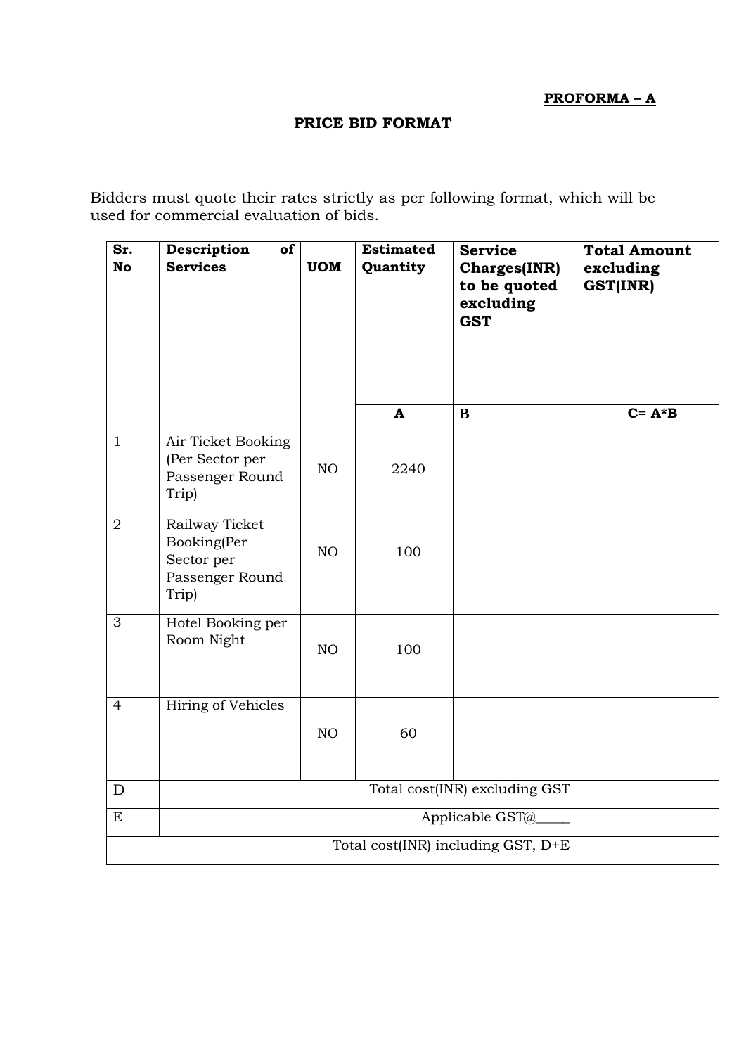**PROFORMA – A**

**PRICE BID FORMAT**

Bidders must quote their rates strictly as per following format, which will be used for commercial evaluation of bids.

| Sr. No | Description of Services | UOM | Estimated Quantity | Service Charges(INR) to be quoted excluding GST | Total Amount excluding GST(INR) |
|---|---|---|---|---|---|
| | | | **A** | **B** | **C= A*B** |
| 1 | Air Ticket Booking (Per Sector per Passenger Round Trip) | NO | 2240 | | |
| 2 | Railway Ticket Booking(Per Sector per Passenger Round Trip) | NO | 100 | | |
| 3 | Hotel Booking per Room Night | NO | 100 | | |
| 4 | Hiring of Vehicles | NO | 60 | | |
| D | Total cost(INR) excluding GST | | | | |
| E | Applicable GST@_____ | | | | |
| Total cost(INR) including GST, D+E | | | | | |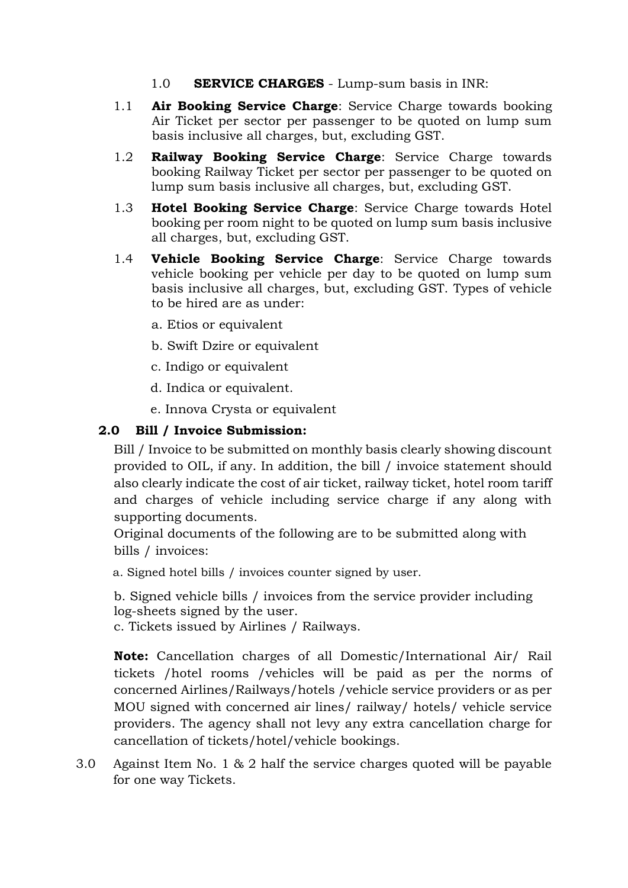1.0 **SERVICE CHARGES** - Lump-sum basis in INR:

1.1 **Air Booking Service Charge**: Service Charge towards booking Air Ticket per sector per passenger to be quoted on lump sum basis inclusive all charges, but, excluding GST.

1.2 **Railway Booking Service Charge**: Service Charge towards booking Railway Ticket per sector per passenger to be quoted on lump sum basis inclusive all charges, but, excluding GST.

1.3 **Hotel Booking Service Charge**: Service Charge towards Hotel booking per room night to be quoted on lump sum basis inclusive all charges, but, excluding GST.

1.4 **Vehicle Booking Service Charge**: Service Charge towards vehicle booking per vehicle per day to be quoted on lump sum basis inclusive all charges, but, excluding GST. Types of vehicle to be hired are as under:

a. Etios or equivalent

b. Swift Dzire or equivalent

c. Indigo or equivalent

d. Indica or equivalent.

e. Innova Crysta or equivalent

**2.0 Bill / Invoice Submission:**

Bill / Invoice to be submitted on monthly basis clearly showing discount provided to OIL, if any. In addition, the bill / invoice statement should also clearly indicate the cost of air ticket, railway ticket, hotel room tariff and charges of vehicle including service charge if any along with supporting documents.

Original documents of the following are to be submitted along with bills / invoices:

a. Signed hotel bills / invoices counter signed by user.

b. Signed vehicle bills / invoices from the service provider including log-sheets signed by the user.

c. Tickets issued by Airlines / Railways.

**Note:** Cancellation charges of all Domestic/International Air/ Rail tickets /hotel rooms /vehicles will be paid as per the norms of concerned Airlines/Railways/hotels /vehicle service providers or as per MOU signed with concerned air lines/ railway/ hotels/ vehicle service providers. The agency shall not levy any extra cancellation charge for cancellation of tickets/hotel/vehicle bookings.

3.0 Against Item No. 1 & 2 half the service charges quoted will be payable for one way Tickets.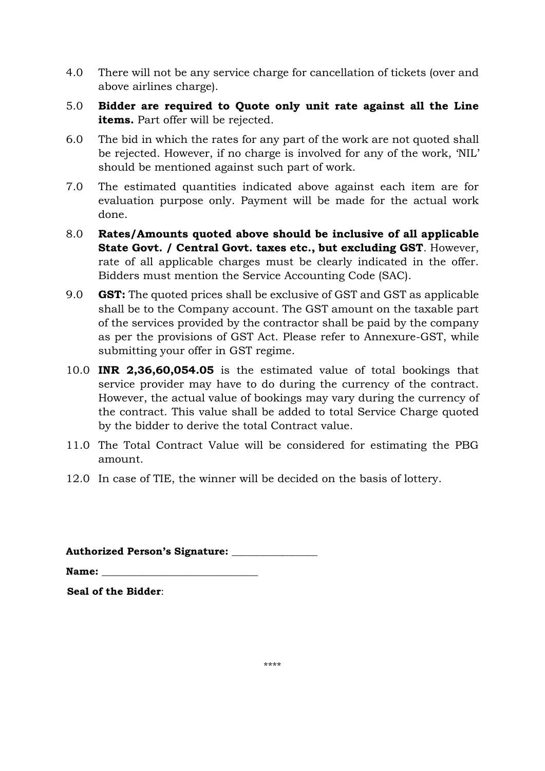4.0 There will not be any service charge for cancellation of tickets (over and above airlines charge).

5.0 **Bidder are required to Quote only unit rate against all the Line items.** Part offer will be rejected.

6.0 The bid in which the rates for any part of the work are not quoted shall be rejected. However, if no charge is involved for any of the work, 'NIL' should be mentioned against such part of work.

7.0 The estimated quantities indicated above against each item are for evaluation purpose only. Payment will be made for the actual work done.

8.0 **Rates/Amounts quoted above should be inclusive of all applicable State Govt. / Central Govt. taxes etc., but excluding GST**. However, rate of all applicable charges must be clearly indicated in the offer. Bidders must mention the Service Accounting Code (SAC).

9.0 **GST:** The quoted prices shall be exclusive of GST and GST as applicable shall be to the Company account. The GST amount on the taxable part of the services provided by the contractor shall be paid by the company as per the provisions of GST Act. Please refer to Annexure-GST, while submitting your offer in GST regime.

10.0 **INR 2,36,60,054.05** is the estimated value of total bookings that service provider may have to do during the currency of the contract. However, the actual value of bookings may vary during the currency of the contract. This value shall be added to total Service Charge quoted by the bidder to derive the total Contract value.

11.0 The Total Contract Value will be considered for estimating the PBG amount.

12.0 In case of TIE, the winner will be decided on the basis of lottery.

**Authorized Person's Signature:** ________________

**Name:** ______________________________

**Seal of the Bidder**:

****